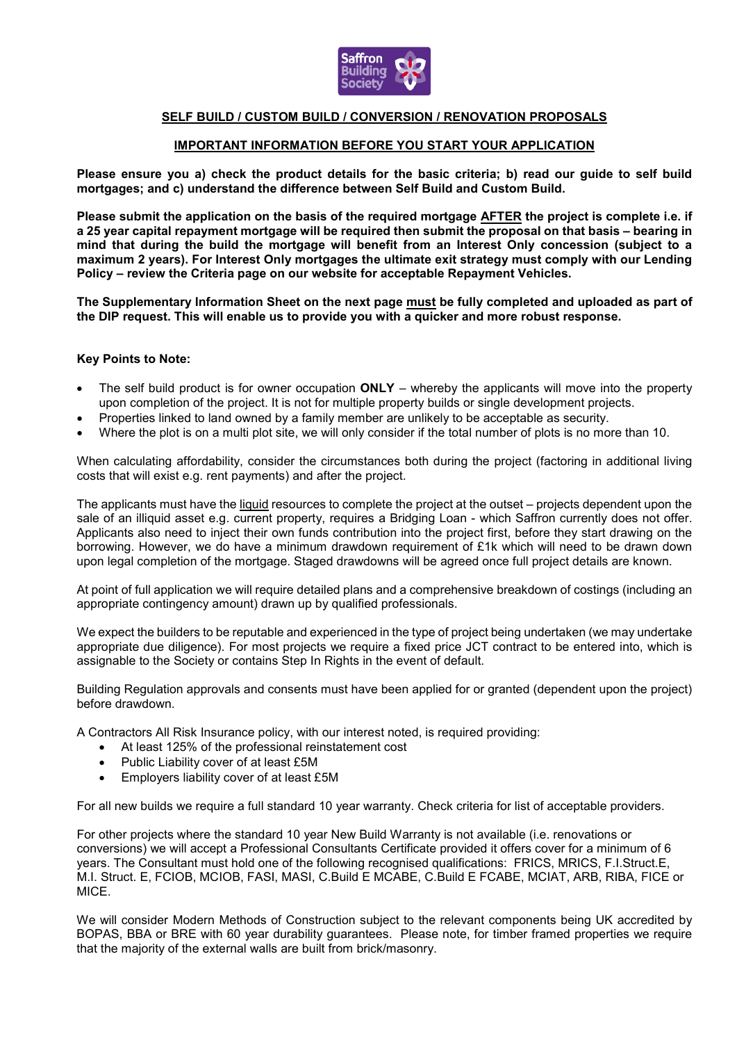## SELF BUILD / CUSTOM BUILD / CONVERSION / RENOVATION PROPOSALS

### IMPORTANT INFORMATION BEFORE YOU START YOUR APPLICATION

**Please ensure you a) check the product details for the basic criteria; b) read our guide to self build mortgages; and c) understand the difference between Self Build and Custom Build.**

**Please submit the application on the basis of the required mortgage AFTER the project is complete i.e. if a 25 year capital repayment mortgage will be required then submit the proposal on that basis – bearing in mind that during the build the mortgage will benefit from an Interest Only concession (subject to a maximum 2 years). For Interest Only mortgages the ultimate exit strategy must comply with our Lending Policy – review the Criteria page on our website for acceptable Repayment Vehicles.**

**The Supplementary Information Sheet on the next page must be fully completed and uploaded as part of the DIP request. This will enable us to provide you with a quicker and more robust response.**

**Key Points to Note:**

- The self build product is for owner occupation **ONLY** – whereby the applicants will move into the property upon completion of the project. It is not for multiple property builds or single development projects.
- Properties linked to land owned by a family member are unlikely to be acceptable as security.
- Where the plot is on a multi plot site, we will only consider if the total number of plots is no more than 10.

When calculating affordability, consider the circumstances both during the project (factoring in additional living costs that will exist e.g. rent payments) and after the project.

The applicants must have the liquid resources to complete the project at the outset – projects dependent upon the sale of an illiquid asset e.g. current property, requires a Bridging Loan - which Saffron currently does not offer. Applicants also need to inject their own funds contribution into the project first, before they start drawing on the borrowing. However, we do have a minimum drawdown requirement of £1k which will need to be drawn down upon legal completion of the mortgage. Staged drawdowns will be agreed once full project details are known.

At point of full application we will require detailed plans and a comprehensive breakdown of costings (including an appropriate contingency amount) drawn up by qualified professionals.

We expect the builders to be reputable and experienced in the type of project being undertaken (we may undertake appropriate due diligence). For most projects we require a fixed price JCT contract to be entered into, which is assignable to the Society or contains Step In Rights in the event of default.

Building Regulation approvals and consents must have been applied for or granted (dependent upon the project) before drawdown.

A Contractors All Risk Insurance policy, with our interest noted, is required providing:

- At least 125% of the professional reinstatement cost
- Public Liability cover of at least £5M
- Employers liability cover of at least £5M

For all new builds we require a full standard 10 year warranty. Check criteria for list of acceptable providers.

For other projects where the standard 10 year New Build Warranty is not available (i.e. renovations or conversions) we will accept a Professional Consultants Certificate provided it offers cover for a minimum of 6 years. The Consultant must hold one of the following recognised qualifications: FRICS, MRICS, F.I.Struct.E, M.I. Struct. E, FCIOB, MCIOB, FASI, MASI, C.Build E MCABE, C.Build E FCABE, MCIAT, ARB, RIBA, FICE or MICE.

We will consider Modern Methods of Construction subject to the relevant components being UK accredited by BOPAS, BBA or BRE with 60 year durability guarantees. Please note, for timber framed properties we require that the majority of the external walls are built from brick/masonry.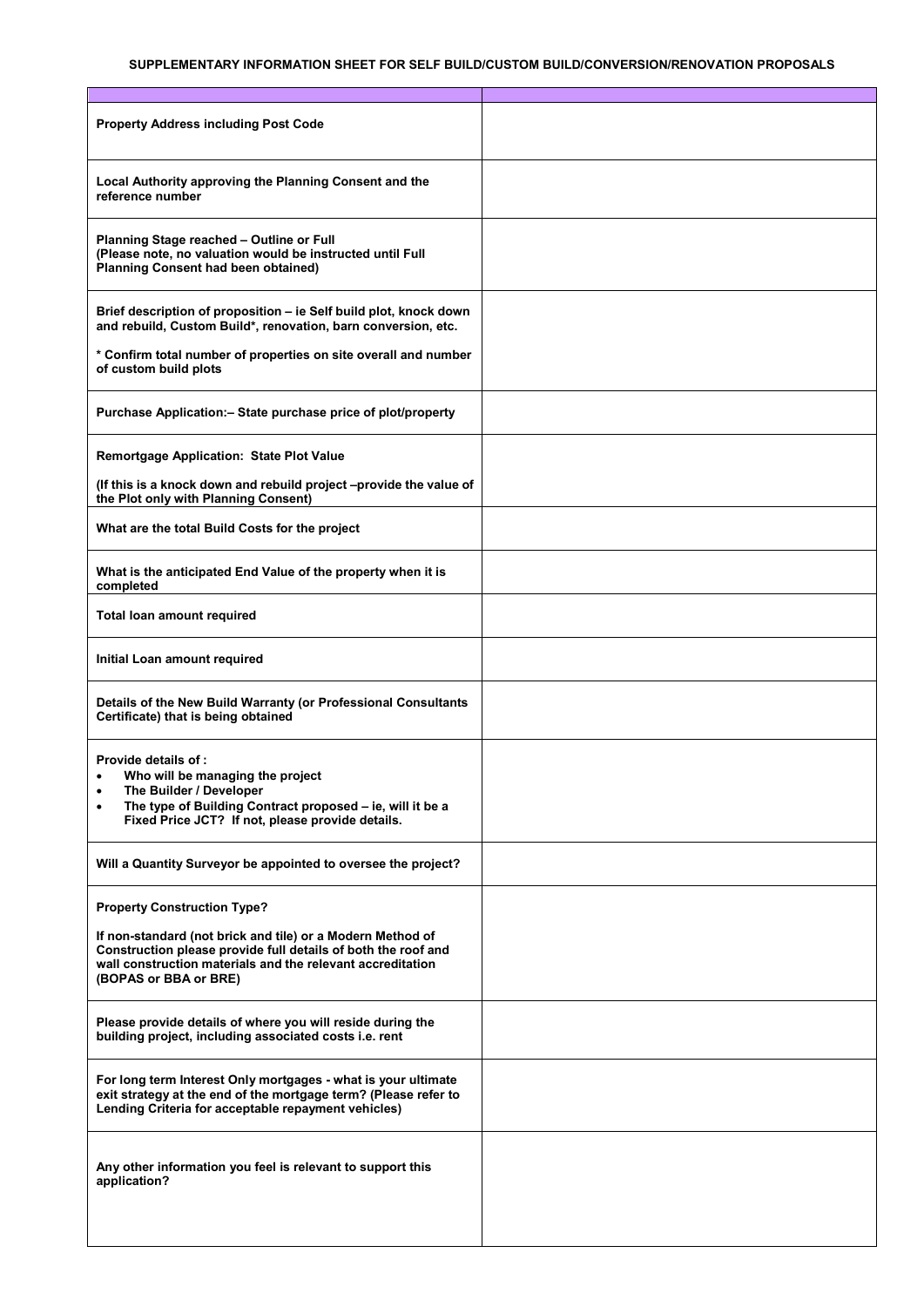**SUPPLEMENTARY INFORMATION SHEET FOR SELF BUILD/CUSTOM BUILD/CONVERSION/RENOVATION PROPOSALS**

| | |
|---|---|
| **Property Address including Post Code** | |
| **Local Authority approving the Planning Consent and the reference number** | |
| **Planning Stage reached – Outline or Full**<br>**(Please note, no valuation would be instructed until Full Planning Consent had been obtained)** | |
| **Brief description of proposition – ie Self build plot, knock down and rebuild, Custom Build*, renovation, barn conversion, etc.**<br><br>**\* Confirm total number of properties on site overall and number of custom build plots** | |
| **Purchase Application:– State purchase price of plot/property** | |
| **Remortgage Application: State Plot Value**<br><br>**(If this is a knock down and rebuild project –provide the value of the Plot only with Planning Consent)** | |
| **What are the total Build Costs for the project** | |
| **What is the anticipated End Value of the property when it is completed** | |
| **Total loan amount required** | |
| **Initial Loan amount required** | |
| **Details of the New Build Warranty (or Professional Consultants Certificate) that is being obtained** | |
| **Provide details of :**<br>• **Who will be managing the project**<br>• **The Builder / Developer**<br>• **The type of Building Contract proposed – ie, will it be a Fixed Price JCT? If not, please provide details.** | |
| **Will a Quantity Surveyor be appointed to oversee the project?** | |
| **Property Construction Type?**<br><br>**If non-standard (not brick and tile) or a Modern Method of Construction please provide full details of both the roof and wall construction materials and the relevant accreditation (BOPAS or BBA or BRE)** | |
| **Please provide details of where you will reside during the building project, including associated costs i.e. rent** | |
| **For long term Interest Only mortgages - what is your ultimate exit strategy at the end of the mortgage term? (Please refer to Lending Criteria for acceptable repayment vehicles)** | |
| **Any other information you feel is relevant to support this application?** | |